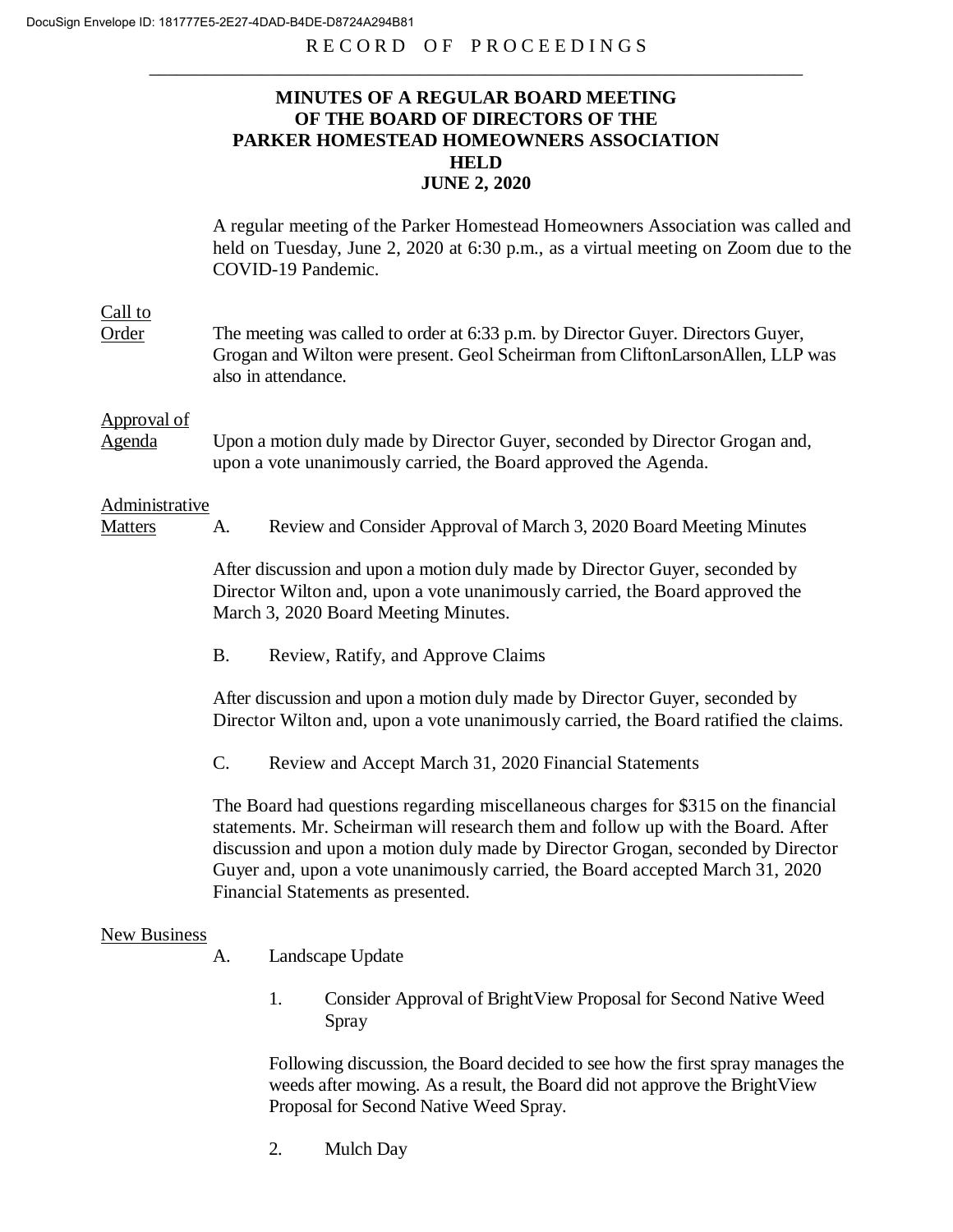RECORD OF PROCEEDINGS

# MINUTES OF A REGULAR BOARD MEETING OF THE BOARD OF DIRECTORS OF THE PARKER HOMESTEAD HOMEOWNERS ASSOCIATION HELD JUNE 2, 2020

A regular meeting of the Parker Homestead Homeowners Association was called and held on Tuesday, June 2, 2020 at 6:30 p.m., as a virtual meeting on Zoom due to the COVID-19 Pandemic.

**Call to Order**

The meeting was called to order at 6:33 p.m. by Director Guyer. Directors Guyer, Grogan and Wilton were present. Geol Scheirman from CliftonLarsonAllen, LLP was also in attendance.

**Approval of Agenda**

Upon a motion duly made by Director Guyer, seconded by Director Grogan and, upon a vote unanimously carried, the Board approved the Agenda.

**Administrative Matters**

A. Review and Consider Approval of March 3, 2020 Board Meeting Minutes

After discussion and upon a motion duly made by Director Guyer, seconded by Director Wilton and, upon a vote unanimously carried, the Board approved the March 3, 2020 Board Meeting Minutes.

B. Review, Ratify, and Approve Claims

After discussion and upon a motion duly made by Director Guyer, seconded by Director Wilton and, upon a vote unanimously carried, the Board ratified the claims.

C. Review and Accept March 31, 2020 Financial Statements

The Board had questions regarding miscellaneous charges for $315 on the financial statements. Mr. Scheirman will research them and follow up with the Board. After discussion and upon a motion duly made by Director Grogan, seconded by Director Guyer and, upon a vote unanimously carried, the Board accepted March 31, 2020 Financial Statements as presented.

**New Business**

A. Landscape Update

1. Consider Approval of BrightView Proposal for Second Native Weed Spray

Following discussion, the Board decided to see how the first spray manages the weeds after mowing. As a result, the Board did not approve the BrightView Proposal for Second Native Weed Spray.

2. Mulch Day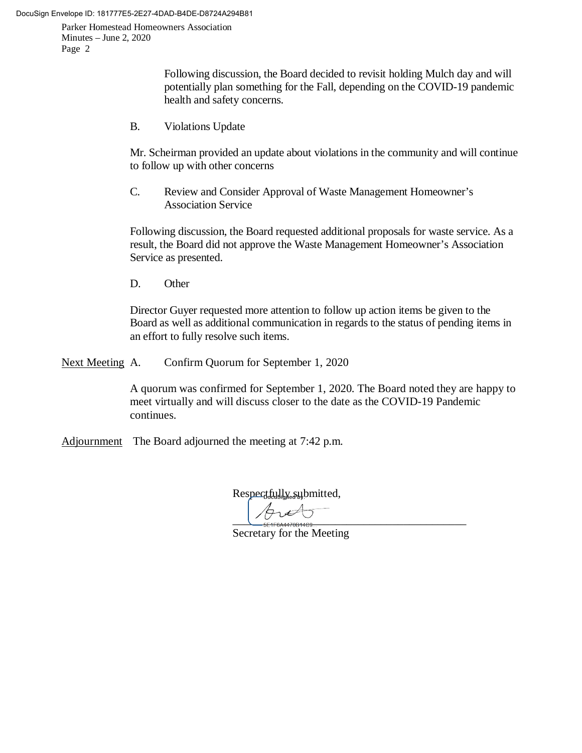Following discussion, the Board decided to revisit holding Mulch day and will potentially plan something for the Fall, depending on the COVID-19 pandemic health and safety concerns.

B. Violations Update

Mr. Scheirman provided an update about violations in the community and will continue to follow up with other concerns

C. Review and Consider Approval of Waste Management Homeowner's Association Service

Following discussion, the Board requested additional proposals for waste service. As a result, the Board did not approve the Waste Management Homeowner's Association Service as presented.

D. Other

Director Guyer requested more attention to follow up action items be given to the Board as well as additional communication in regards to the status of pending items in an effort to fully resolve such items.

Next Meeting A. Confirm Quorum for September 1, 2020

A quorum was confirmed for September 1, 2020. The Board noted they are happy to meet virtually and will discuss closer to the date as the COVID-19 Pandemic continues.

Adjournment The Board adjourned the meeting at 7:42 p.m.

Respectfully submitted,

DocuSigned by:

5E1F6A4470B14C3

Secretary for the Meeting